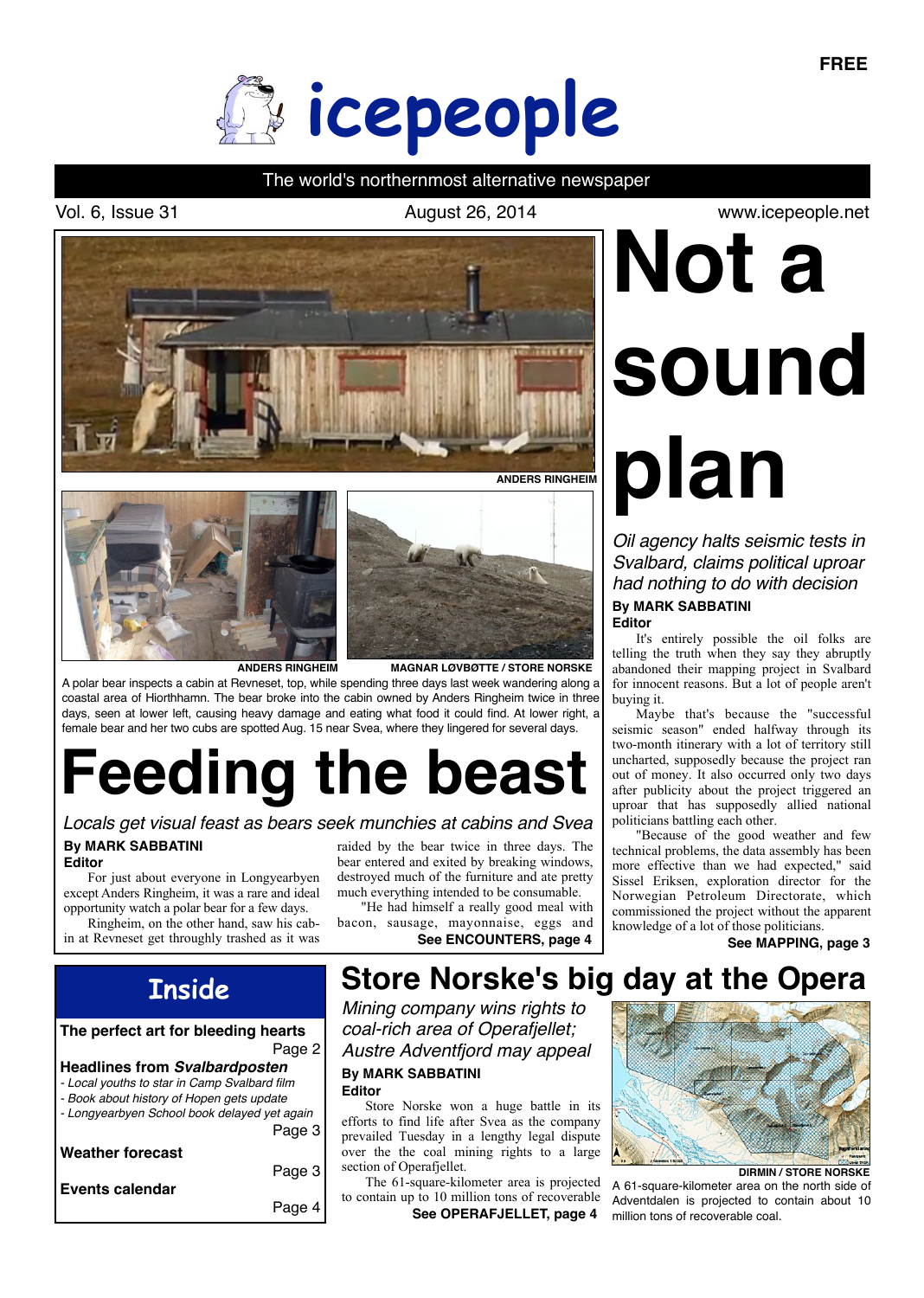FREE

# icepeople

The world's northernmost alternative newspaper

Vol. 6, Issue 31 — August 26, 2014 — www.icepeople.net

ANDERS RINGHEIM

ANDERS RINGHEIM — MAGNAR LØVBØTTE / STORE NORSKE

A polar bear inspects a cabin at Revneset, top, while spending three days last week wandering along a coastal area of Hiorthhamn. The bear broke into the cabin owned by Anders Ringheim twice in three days, seen at lower left, causing heavy damage and eating what food it could find. At lower right, a female bear and her two cubs are spotted Aug. 15 near Svea, where they lingered for several days.

# Feeding the beast

*Locals get visual feast as bears seek munchies at cabins and Svea*

**By MARK SABBATINI**
**Editor**

For just about everyone in Longyearbyen except Anders Ringheim, it was a rare and ideal opportunity watch a polar bear for a few days.

Ringheim, on the other hand, saw his cabin at Revneset get throughly trashed as it was raided by the bear twice in three days. The bear entered and exited by breaking windows, destroyed much of the furniture and ate pretty much everything intended to be consumable.

"He had himself a really good meal with bacon, sausage, mayonnaise, eggs and

**See ENCOUNTERS, page 4**

# Not a sound plan

*Oil agency halts seismic tests in Svalbard, claims political uproar had nothing to do with decision*

**By MARK SABBATINI**
**Editor**

It's entirely possible the oil folks are telling the truth when they say they abruptly abandoned their mapping project in Svalbard for innocent reasons. But a lot of people aren't buying it.

Maybe that's because the "successful seismic season" ended halfway through its two-month itinerary with a lot of territory still uncharted, supposedly because the project ran out of money. It also occurred only two days after publicity about the project triggered an uproar that has supposedly allied national politicians battling each other.

"Because of the good weather and few technical problems, the data assembly has been more effective than we had expected," said Sissel Eriksen, exploration director for the Norwegian Petroleum Directorate, which commissioned the project without the apparent knowledge of a lot of those politicians.

**See MAPPING, page 3**

## Inside

**The perfect art for bleeding hearts**
Page 2

**Headlines from *Svalbardposten***
*- Local youths to star in Camp Svalbard film*
*- Book about history of Hopen gets update*
*- Longyearbyen School book delayed yet again*
Page 3

**Weather forecast**
Page 3

**Events calendar**
Page 4

# Store Norske's big day at the Opera

*Mining company wins rights to coal-rich area of Operafjellet; Austre Adventfjord may appeal*

**By MARK SABBATINI**
**Editor**

Store Norske won a huge battle in its efforts to find life after Svea as the company prevailed Tuesday in a lengthy legal dispute over the the coal mining rights to a large section of Operafjellet.

The 61-square-kilometer area is projected to contain up to 10 million tons of recoverable

**See OPERAFJELLET, page 4**

DIRMIN / STORE NORSKE

A 61-square-kilometer area on the north side of Adventdalen is projected to contain about 10 million tons of recoverable coal.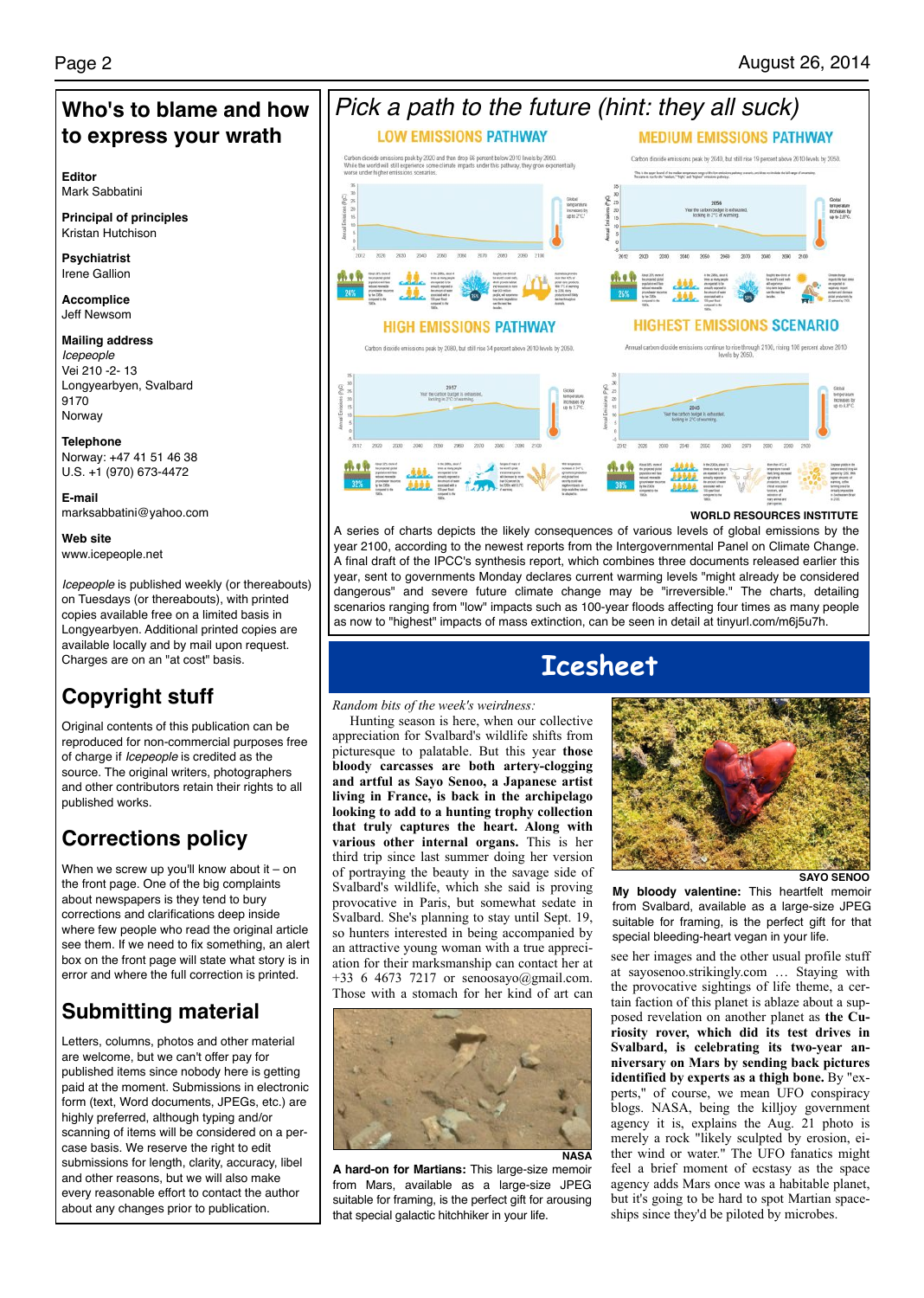# Who's to blame and how to express your wrath

**Editor**
Mark Sabbatini

**Principal of principles**
Kristan Hutchison

**Psychiatrist**
Irene Gallion

**Accomplice**
Jeff Newsom

**Mailing address**
*Icepeople*
Vei 210 -2- 13
Longyearbyen, Svalbard
9170
Norway

**Telephone**
Norway: +47 41 51 46 38
U.S. +1 (970) 673-4472

**E-mail**
marksabbatini@yahoo.com

**Web site**
www.icepeople.net

*Icepeople* is published weekly (or thereabouts) on Tuesdays (or thereabouts), with printed copies available free on a limited basis in Longyearbyen. Additional printed copies are available locally and by mail upon request. Charges are on an "at cost" basis.

## Copyright stuff

Original contents of this publication can be reproduced for non-commercial purposes free of charge if *Icepeople* is credited as the source. The original writers, photographers and other contributors retain their rights to all published works.

## Corrections policy

When we screw up you'll know about it – on the front page. One of the big complaints about newspapers is they tend to bury corrections and clarifications deep inside where few people who read the original article see them. If we need to fix something, an alert box on the front page will state what story is in error and where the full correction is printed.

## Submitting material

Letters, columns, photos and other material are welcome, but we can't offer pay for published items since nobody here is getting paid at the moment. Submissions in electronic form (text, Word documents, JPEGs, etc.) are highly preferred, although typing and/or scanning of items will be considered on a per-case basis. We reserve the right to edit submissions for length, clarity, accuracy, libel and other reasons, but we will also make every reasonable effort to contact the author about any changes prior to publication.

# Pick a path to the future (hint: they all suck)

LOW EMISSIONS PATHWAY

MEDIUM EMISSIONS PATHWAY

HIGH EMISSIONS PATHWAY

HIGHEST EMISSIONS SCENARIO

WORLD RESOURCES INSTITUTE

A series of charts depicts the likely consequences of various levels of global emissions by the year 2100, according to the newest reports from the Intergovernmental Panel on Climate Change. A final draft of the IPCC's synthesis report, which combines three documents released earlier this year, sent to governments Monday declares current warming levels "might already be considered dangerous" and severe future climate change may be "irreversible." The charts, detailing scenarios ranging from "low" impacts such as 100-year floods affecting four times as many people as now to "highest" impacts of mass extinction, can be seen in detail at tinyurl.com/m6j5u7h.

# Icesheet

*Random bits of the week's weirdness:*

Hunting season is here, when our collective appreciation for Svalbard's wildlife shifts from picturesque to palatable. But this year **those bloody carcasses are both artery-clogging and artful as Sayo Senoo, a Japanese artist living in France, is back in the archipelago looking to add to a hunting trophy collection that truly captures the heart. Along with various other internal organs.** This is her third trip since last summer doing her version of portraying the beauty in the savage side of Svalbard's wildlife, which she said is proving provocative in Paris, but somewhat sedate in Svalbard. She's planning to stay until Sept. 19, so hunters interested in being accompanied by an attractive young woman with a true appreciation for their marksmanship can contact her at +33 6 4673 7217 or senoosayo@gmail.com. Those with a stomach for her kind of art can see her images and the other usual profile stuff at sayosenoo.strikingly.com … Staying with the provocative sightings of life theme, a certain faction of this planet is ablaze about a supposed revelation on another planet as **the Curiosity rover, which did its test drives in Svalbard, is celebrating its two-year anniversary on Mars by sending back pictures identified by experts as a thigh bone.** By "experts," of course, we mean UFO conspiracy blogs. NASA, being the killjoy government agency it is, explains the Aug. 21 photo is merely a rock "likely sculpted by erosion, either wind or water." The UFO fanatics might feel a brief moment of ecstasy as the space agency adds Mars once was a habitable planet, but it's going to be hard to spot Martian spaceships since they'd be piloted by microbes.

SAYO SENOO

**My bloody valentine:** This heartfelt memoir from Svalbard, available as a large-size JPEG suitable for framing, is the perfect gift for that special bleeding-heart vegan in your life.

NASA

**A hard-on for Martians:** This large-size memoir from Mars, available as a large-size JPEG suitable for framing, is the perfect gift for arousing that special galactic hitchhiker in your life.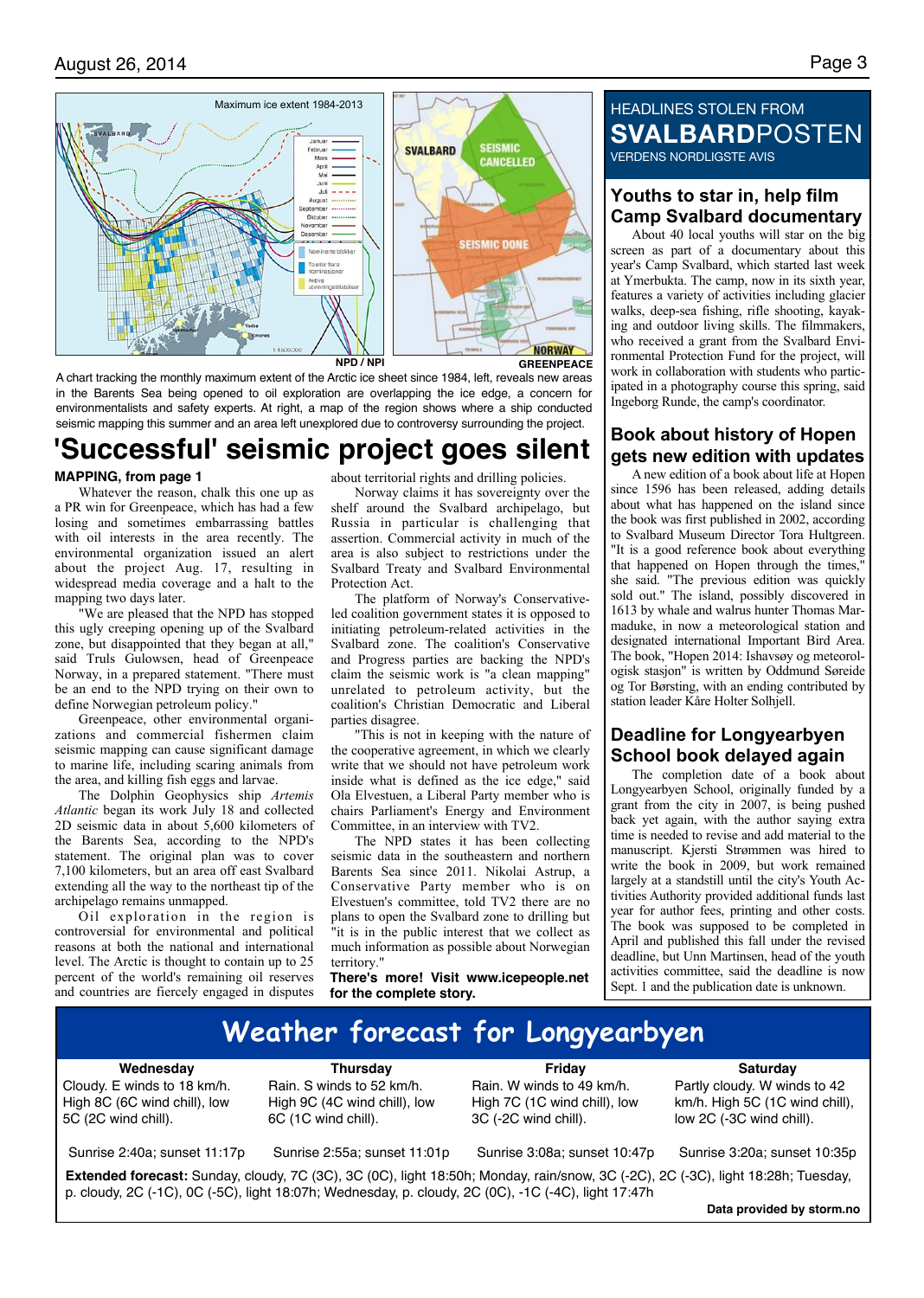Maximum ice extent 1984-2013

NPD / NPI

SVALBARD

SEISMIC CANCELLED

SEISMIC DONE

NORWAY

GREENPEACE

A chart tracking the monthly maximum extent of the Arctic ice sheet since 1984, left, reveals new areas in the Barents Sea being opened to oil exploration are overlapping the ice edge, a concern for environmentalists and safety experts. At right, a map of the region shows where a ship conducted seismic mapping this summer and an area left unexplored due to controversy surrounding the project.

# 'Successful' seismic project goes silent

**MAPPING, from page 1**

Whatever the reason, chalk this one up as a PR win for Greenpeace, which has had a few losing and sometimes embarrassing battles with oil interests in the area recently. The environmental organization issued an alert about the project Aug. 17, resulting in widespread media coverage and a halt to the mapping two days later.

"We are pleased that the NPD has stopped this ugly creeping opening up of the Svalbard zone, but disappointed that they began at all," said Truls Gulowsen, head of Greenpeace Norway, in a prepared statement. "There must be an end to the NPD trying on their own to define Norwegian petroleum policy."

Greenpeace, other environmental organizations and commercial fishermen claim seismic mapping can cause significant damage to marine life, including scaring animals from the area, and killing fish eggs and larvae.

The Dolphin Geophysics ship *Artemis Atlantic* began its work July 18 and collected 2D seismic data in about 5,600 kilometers of the Barents Sea, according to the NPD's statement. The original plan was to cover 7,100 kilometers, but an area off east Svalbard extending all the way to the northeast tip of the archipelago remains unmapped.

Oil exploration in the region is controversial for environmental and political reasons at both the national and international level. The Arctic is thought to contain up to 25 percent of the world's remaining oil reserves and countries are fiercely engaged in disputes about territorial rights and drilling policies.

Norway claims it has sovereignty over the shelf around the Svalbard archipelago, but Russia in particular is challenging that assertion. Commercial activity in much of the area is also subject to restrictions under the Svalbard Treaty and Svalbard Environmental Protection Act.

The platform of Norway's Conservative-led coalition government states it is opposed to initiating petroleum-related activities in the Svalbard zone. The coalition's Conservative and Progress parties are backing the NPD's claim the seismic work is "a clean mapping" unrelated to petroleum activity, but the coalition's Christian Democratic and Liberal parties disagree.

"This is not in keeping with the nature of the cooperative agreement, in which we clearly write that we should not have petroleum work inside what is defined as the ice edge," said Ola Elvestuen, a Liberal Party member who is chairs Parliament's Energy and Environment Committee, in an interview with TV2.

The NPD states it has been collecting seismic data in the southeastern and northern Barents Sea since 2011. Nikolai Astrup, a Conservative Party member who is on Elvestuen's committee, told TV2 there are no plans to open the Svalbard zone to drilling but "it is in the public interest that we collect as much information as possible about Norwegian territory."

**There's more! Visit www.icepeople.net for the complete story.**

HEADLINES STOLEN FROM

**SVALBARD**POSTEN

VERDENS NORDLIGSTE AVIS

## Youths to star in, help film Camp Svalbard documentary

About 40 local youths will star on the big screen as part of a documentary about this year's Camp Svalbard, which started last week at Ymerbukta. The camp, now in its sixth year, features a variety of activities including glacier walks, deep-sea fishing, rifle shooting, kayaking and outdoor living skills. The filmmakers, who received a grant from the Svalbard Environmental Protection Fund for the project, will work in collaboration with students who participated in a photography course this spring, said Ingeborg Runde, the camp's coordinator.

## Book about history of Hopen gets new edition with updates

A new edition of a book about life at Hopen since 1596 has been released, adding details about what has happened on the island since the book was first published in 2002, according to Svalbard Museum Director Tora Hultgreen. "It is a good reference book about everything that happened on Hopen through the times," she said. "The previous edition was quickly sold out." The island, possibly discovered in 1613 by whale and walrus hunter Thomas Marmaduke, in now a meteorological station and designated international Important Bird Area. The book, "Hopen 2014: Ishavsøy og meteorologisk stasjon" is written by Oddmund Søreide og Tor Børsting, with an ending contributed by station leader Kåre Holter Solhjell.

## Deadline for Longyearbyen School book delayed again

The completion date of a book about Longyearbyen School, originally funded by a grant from the city in 2007, is being pushed back yet again, with the author saying extra time is needed to revise and add material to the manuscript. Kjersti Strømmen was hired to write the book in 2009, but work remained largely at a standstill until the city's Youth Activities Authority provided additional funds last year for author fees, printing and other costs. The book was supposed to be completed in April and published this fall under the revised deadline, but Unn Martinsen, head of the youth activities committee, said the deadline is now Sept. 1 and the publication date is unknown.

# Weather forecast for Longyearbyen

| Wednesday | Thursday | Friday | Saturday |
|---|---|---|---|
| Cloudy. E winds to 18 km/h. High 8C (6C wind chill), low 5C (2C wind chill). | Rain. S winds to 52 km/h. High 9C (4C wind chill), low 6C (1C wind chill). | Rain. W winds to 49 km/h. High 7C (1C wind chill), low 3C (-2C wind chill). | Partly cloudy. W winds to 42 km/h. High 5C (1C wind chill), low 2C (-3C wind chill). |
| Sunrise 2:40a; sunset 11:17p | Sunrise 2:55a; sunset 11:01p | Sunrise 3:08a; sunset 10:47p | Sunrise 3:20a; sunset 10:35p |

**Extended forecast:** Sunday, cloudy, 7C (3C), 3C (0C), light 18:50h; Monday, rain/snow, 3C (-2C), 2C (-3C), light 18:28h; Tuesday, p. cloudy, 2C (-1C), 0C (-5C), light 18:07h; Wednesday, p. cloudy, 2C (0C), -1C (-4C), light 17:47h

**Data provided by storm.no**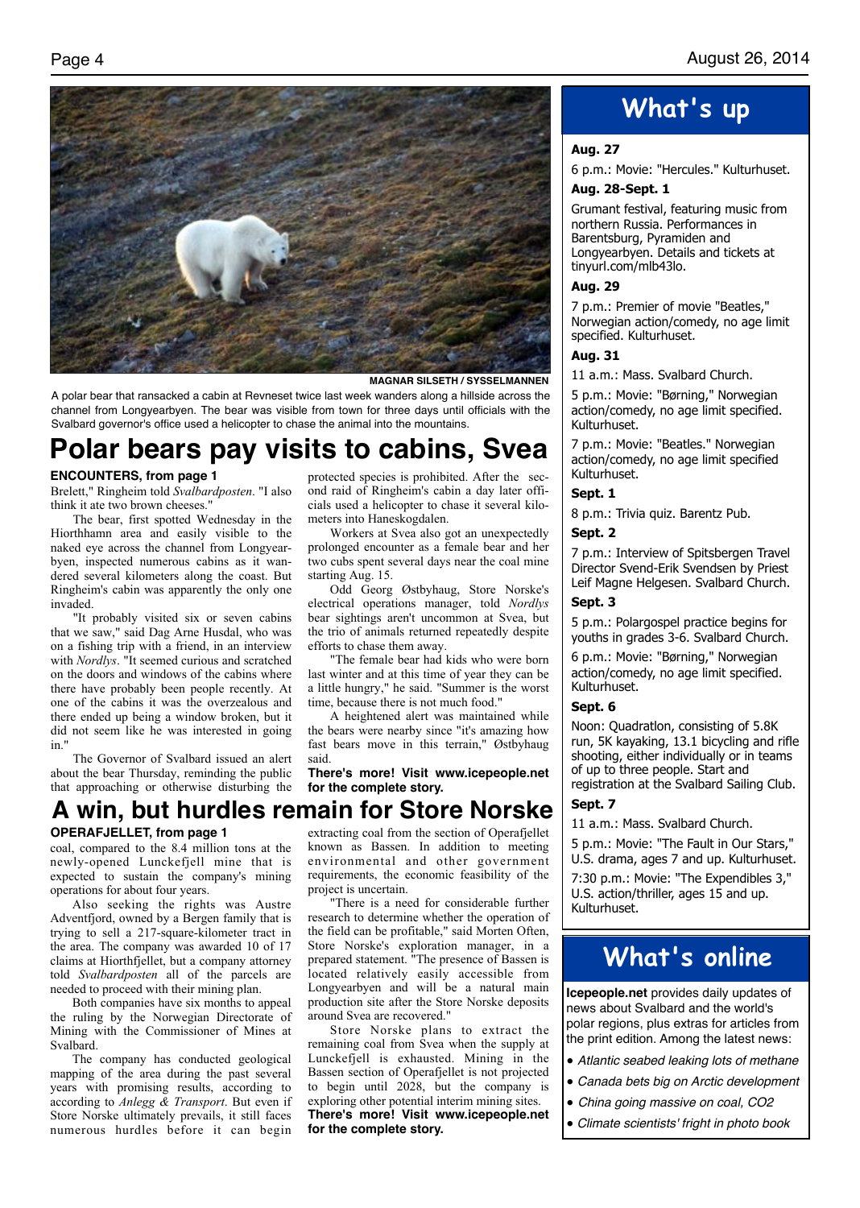MAGNAR SILSETH / SYSSELMANNEN

A polar bear that ransacked a cabin at Revneset twice last week wanders along a hillside across the channel from Longyearbyen. The bear was visible from town for three days until officials with the Svalbard governor's office used a helicopter to chase the animal into the mountains.

# Polar bears pay visits to cabins, Svea

**ENCOUNTERS, from page 1**

Brelett," Ringheim told *Svalbardposten*. "I also think it ate two brown cheeses."

The bear, first spotted Wednesday in the Hiorthhamn area and easily visible to the naked eye across the channel from Longyearbyen, inspected numerous cabins as it wandered several kilometers along the coast. But Ringheim's cabin was apparently the only one invaded.

"It probably visited six or seven cabins that we saw," said Dag Arne Husdal, who was on a fishing trip with a friend, in an interview with *Nordlys*. "It seemed curious and scratched on the doors and windows of the cabins where there have probably been people recently. At one of the cabins it was the overzealous and there ended up being a window broken, but it did not seem like he was interested in going in."

The Governor of Svalbard issued an alert about the bear Thursday, reminding the public that approaching or otherwise disturbing the protected species is prohibited. After the second raid of Ringheim's cabin a day later officials used a helicopter to chase it several kilometers into Haneskogdalen.

Workers at Svea also got an unexpectedly prolonged encounter as a female bear and her two cubs spent several days near the coal mine starting Aug. 15.

Odd Georg Østbyhaug, Store Norske's electrical operations manager, told *Nordlys* bear sightings aren't uncommon at Svea, but the trio of animals returned repeatedly despite efforts to chase them away.

"The female bear had kids who were born last winter and at this time of year they can be a little hungry," he said. "Summer is the worst time, because there is not much food."

A heightened alert was maintained while the bears were nearby since "it's amazing how fast bears move in this terrain," Østbyhaug said.

**There's more! Visit www.icepeople.net for the complete story.**

# A win, but hurdles remain for Store Norske

**OPERAFJELLET, from page 1**

coal, compared to the 8.4 million tons at the newly-opened Lunckefjell mine that is expected to sustain the company's mining operations for about four years.

Also seeking the rights was Austre Adventfjord, owned by a Bergen family that is trying to sell a 217-square-kilometer tract in the area. The company was awarded 10 of 17 claims at Hiorthfjellet, but a company attorney told *Svalbardposten* all of the parcels are needed to proceed with their mining plan.

Both companies have six months to appeal the ruling by the Norwegian Directorate of Mining with the Commissioner of Mines at Svalbard.

The company has conducted geological mapping of the area during the past several years with promising results, according to according to *Anlegg & Transport*. But even if Store Norske ultimately prevails, it still faces numerous hurdles before it can begin extracting coal from the section of Operafjellet known as Bassen. In addition to meeting environmental and other government requirements, the economic feasibility of the project is uncertain.

"There is a need for considerable further research to determine whether the operation of the field can be profitable," said Morten Often, Store Norske's exploration manager, in a prepared statement. "The presence of Bassen is located relatively easily accessible from Longyearbyen and will be a natural main production site after the Store Norske deposits around Svea are recovered."

Store Norske plans to extract the remaining coal from Svea when the supply at Lunckefjell is exhausted. Mining in the Bassen section of Operafjellet is not projected to begin until 2028, but the company is exploring other potential interim mining sites.

**There's more! Visit www.icepeople.net for the complete story.**

## What's up

**Aug. 27**

6 p.m.: Movie: "Hercules." Kulturhuset.

**Aug. 28-Sept. 1**

Grumant festival, featuring music from northern Russia. Performances in Barentsburg, Pyramiden and Longyearbyen. Details and tickets at tinyurl.com/mlb43lo.

**Aug. 29**

7 p.m.: Premier of movie "Beatles," Norwegian action/comedy, no age limit specified. Kulturhuset.

**Aug. 31**

11 a.m.: Mass. Svalbard Church.

5 p.m.: Movie: "Børning," Norwegian action/comedy, no age limit specified. Kulturhuset.

7 p.m.: Movie: "Beatles." Norwegian action/comedy, no age limit specified Kulturhuset.

**Sept. 1**

8 p.m.: Trivia quiz. Barentz Pub.

**Sept. 2**

7 p.m.: Interview of Spitsbergen Travel Director Svend-Erik Svendsen by Priest Leif Magne Helgesen. Svalbard Church.

**Sept. 3**

5 p.m.: Polargospel practice begins for youths in grades 3-6. Svalbard Church.

6 p.m.: Movie: "Børning," Norwegian action/comedy, no age limit specified. Kulturhuset.

**Sept. 6**

Noon: Quadratlon, consisting of 5.8K run, 5K kayaking, 13.1 bicycling and rifle shooting, either individually or in teams of up to three people. Start and registration at the Svalbard Sailing Club.

**Sept. 7**

11 a.m.: Mass. Svalbard Church.

5 p.m.: Movie: "The Fault in Our Stars," U.S. drama, ages 7 and up. Kulturhuset.

7:30 p.m.: Movie: "The Expendibles 3," U.S. action/thriller, ages 15 and up. Kulturhuset.

## What's online

**Icepeople.net** provides daily updates of news about Svalbard and the world's polar regions, plus extras for articles from the print edition. Among the latest news:

- *Atlantic seabed leaking lots of methane*
- *Canada bets big on Arctic development*
- *China going massive on coal, CO2*
- *Climate scientists' fright in photo book*